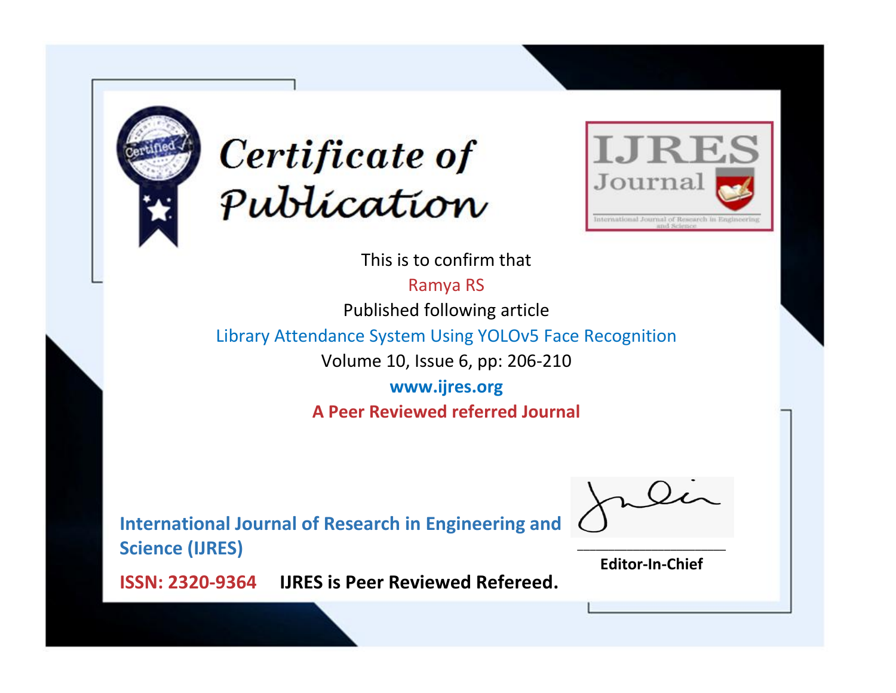# Certificate of Publication

**IJRES Journal**

International Journal of Research in Engineering and Science

This is to confirm that

Ramya RS

Published following article

Library Attendance System Using YOLOv5 Face Recognition

Volume 10, Issue 6, pp: 206-210

**www.ijres.org**

**A Peer Reviewed referred Journal**

**International Journal of Research in Engineering and Science (IJRES)**

**ISSN: 2320-9364** **IJRES is Peer Reviewed Refereed.**

**Editor-In-Chief**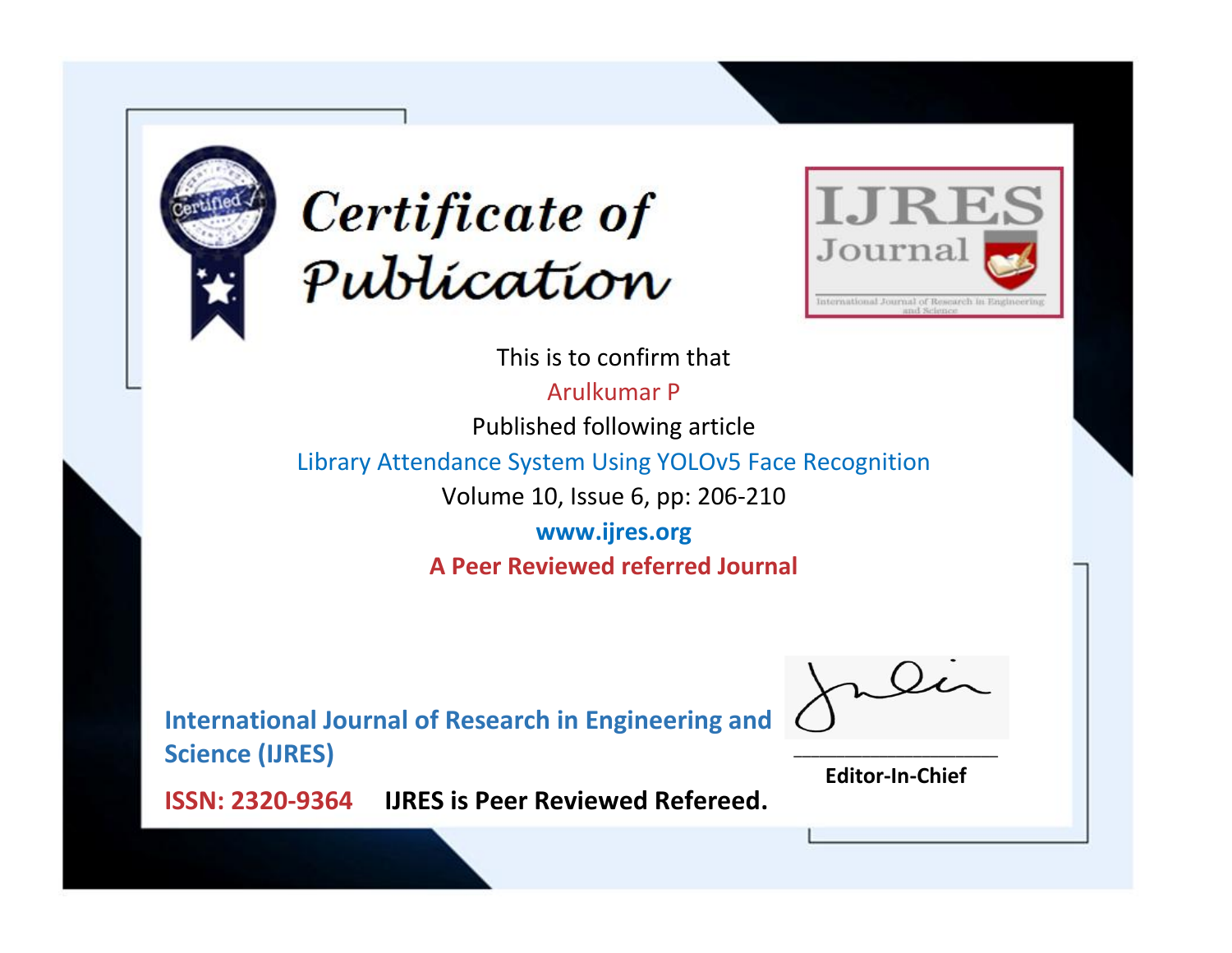# Certificate of Publication

**IJRES Journal**

International Journal of Research in Engineering and Science

This is to confirm that

Arulkumar P

Published following article

Library Attendance System Using YOLOv5 Face Recognition

Volume 10, Issue 6, pp: 206-210

**www.ijres.org**

**A Peer Reviewed referred Journal**

**International Journal of Research in Engineering and Science (IJRES)**

**ISSN: 2320-9364** **IJRES is Peer Reviewed Refereed.**

**Editor-In-Chief**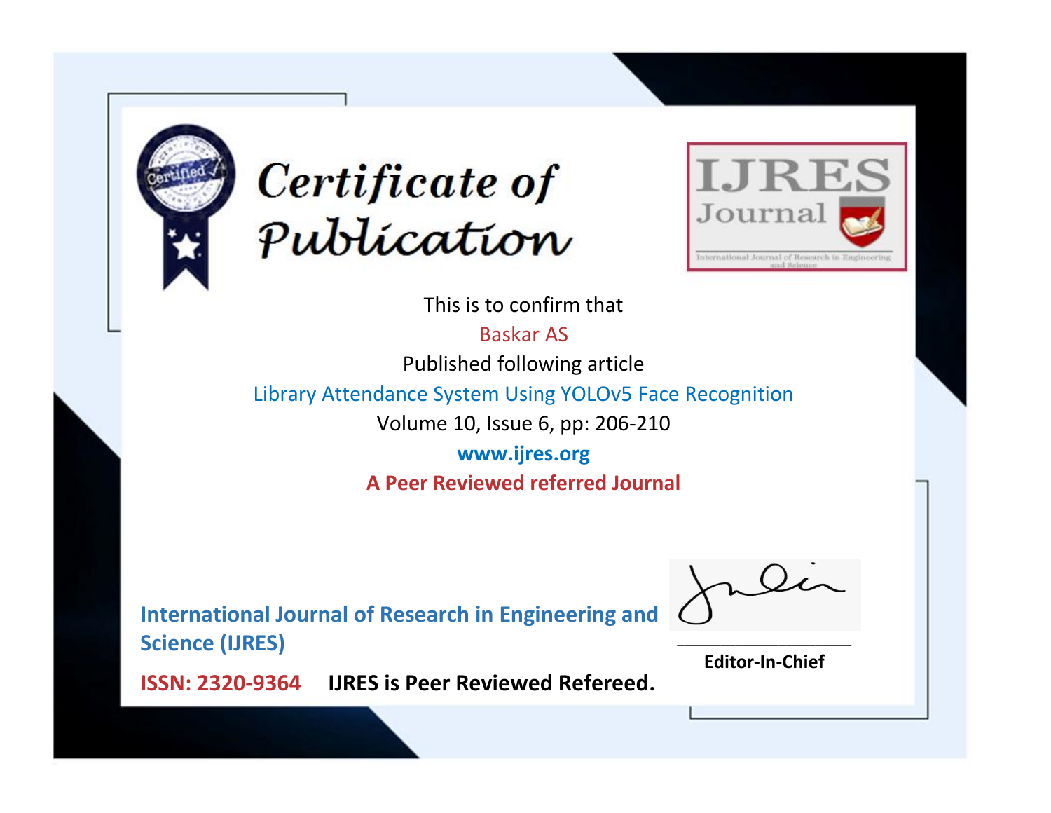# Certificate of Publication

IJRES Journal

International Journal of Research in Engineering and Science

This is to confirm that

Baskar AS

Published following article

Library Attendance System Using YOLOv5 Face Recognition

Volume 10, Issue 6, pp: 206-210

**www.ijres.org**

**A Peer Reviewed referred Journal**

**International Journal of Research in Engineering and Science (IJRES)**

**ISSN: 2320-9364** **IJRES is Peer Reviewed Refereed.**

**Editor-In-Chief**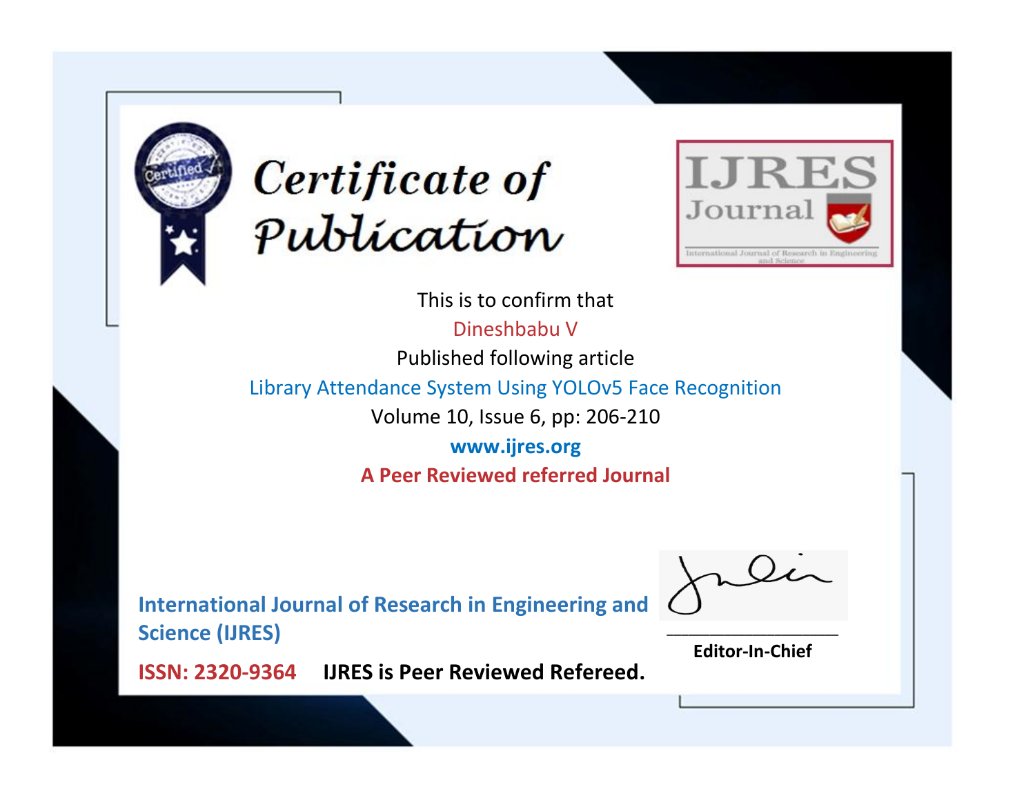# Certificate of Publication

IJRES Journal

International Journal of Research in Engineering and Science

This is to confirm that

Dineshbabu V

Published following article

Library Attendance System Using YOLOv5 Face Recognition

Volume 10, Issue 6, pp: 206-210

**www.ijres.org**

**A Peer Reviewed referred Journal**

**International Journal of Research in Engineering and Science (IJRES)**

**ISSN: 2320-9364** **IJRES is Peer Reviewed Refereed.**

**Editor-In-Chief**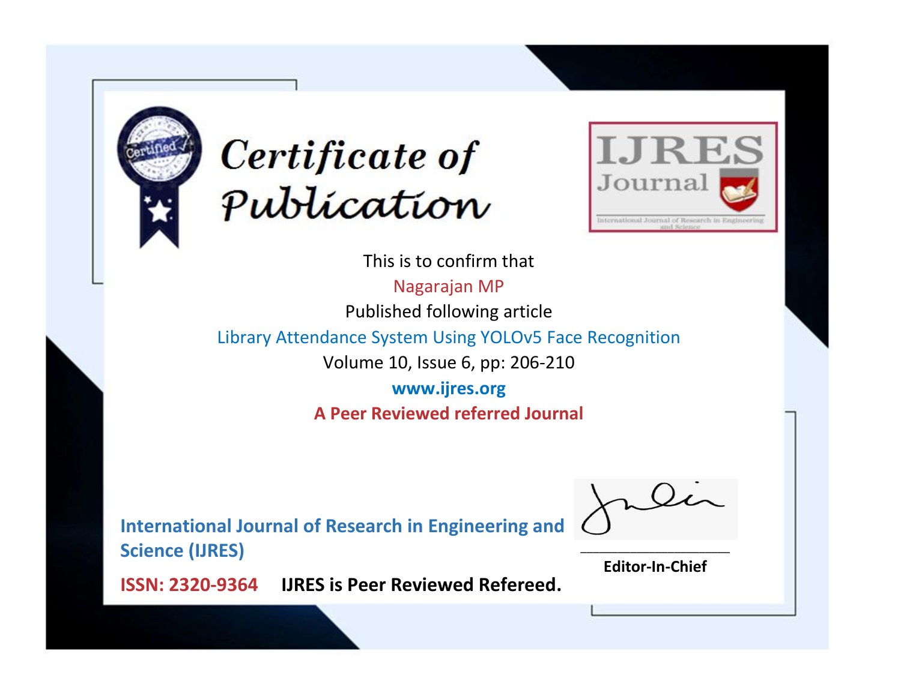# Certificate of Publication

**IJRES Journal**

International Journal of Research in Engineering and Science

This is to confirm that

Nagarajan MP

Published following article

Library Attendance System Using YOLOv5 Face Recognition

Volume 10, Issue 6, pp: 206-210

**www.ijres.org**

**A Peer Reviewed referred Journal**

**International Journal of Research in Engineering and Science (IJRES)**

**ISSN: 2320-9364** **IJRES is Peer Reviewed Refereed.**

**Editor-In-Chief**